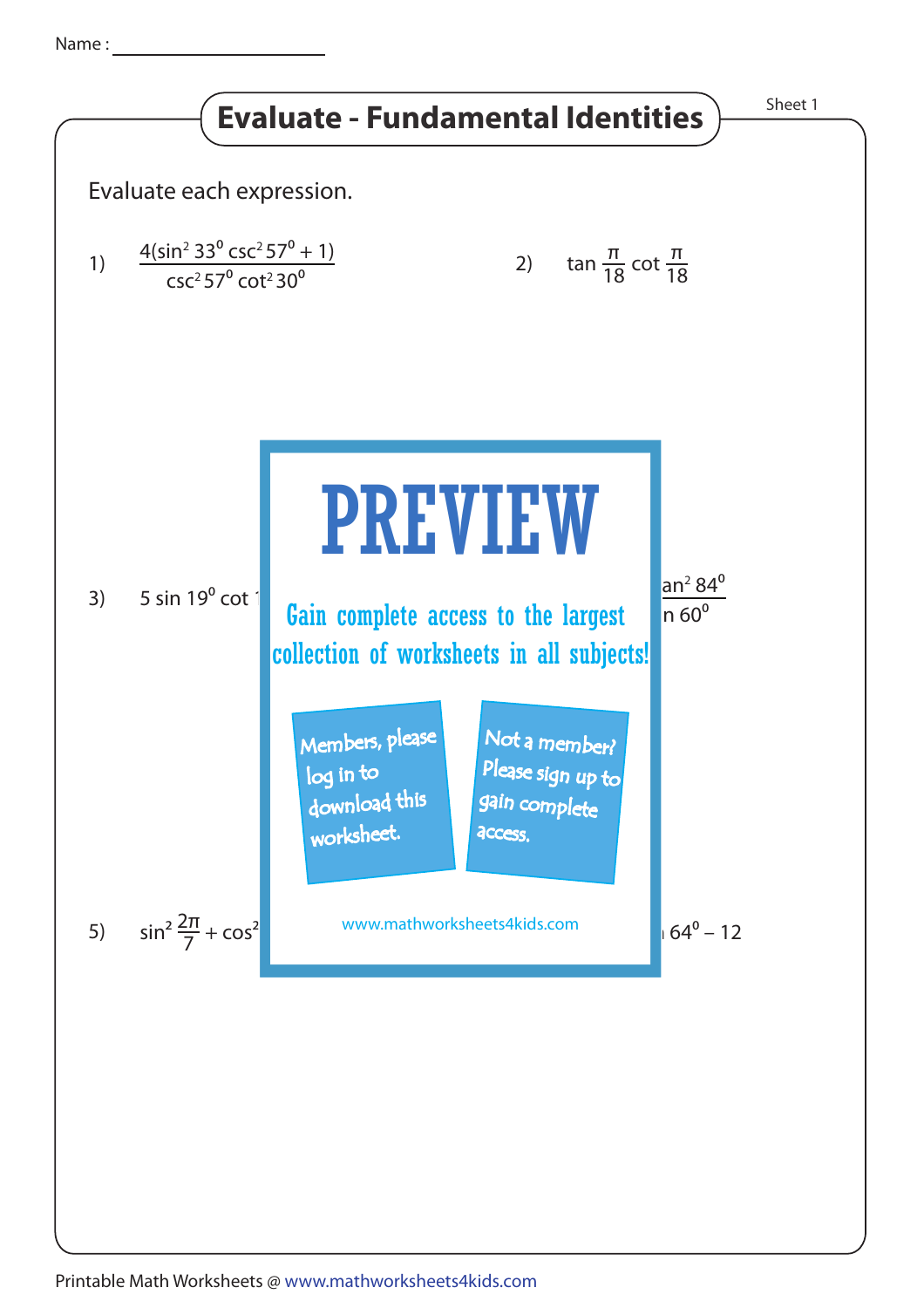Name :

# Evaluate - Fundamental Identities

Sheet 1

Evaluate each expression.

1) $\dfrac{4(\sin^2 33^0 \csc^2 57^0 + 1)}{\csc^2 57^0 \cot^2 30^0}$

2) $\tan \dfrac{\pi}{18} \cot \dfrac{\pi}{18}$

3) $5 \sin 19^0 \cot$ 1

an$^2$ 84$^0$

n 60$^0$

PREVIEW

Gain complete access to the largest collection of worksheets in all subjects!

Members, please log in to download this worksheet.

Not a member? Please sign up to gain complete access.

www.mathworksheets4kids.com

5) $\sin^2 \dfrac{2\pi}{7} + \cos^2$

64$^0$ – 12

Printable Math Worksheets @ www.mathworksheets4kids.com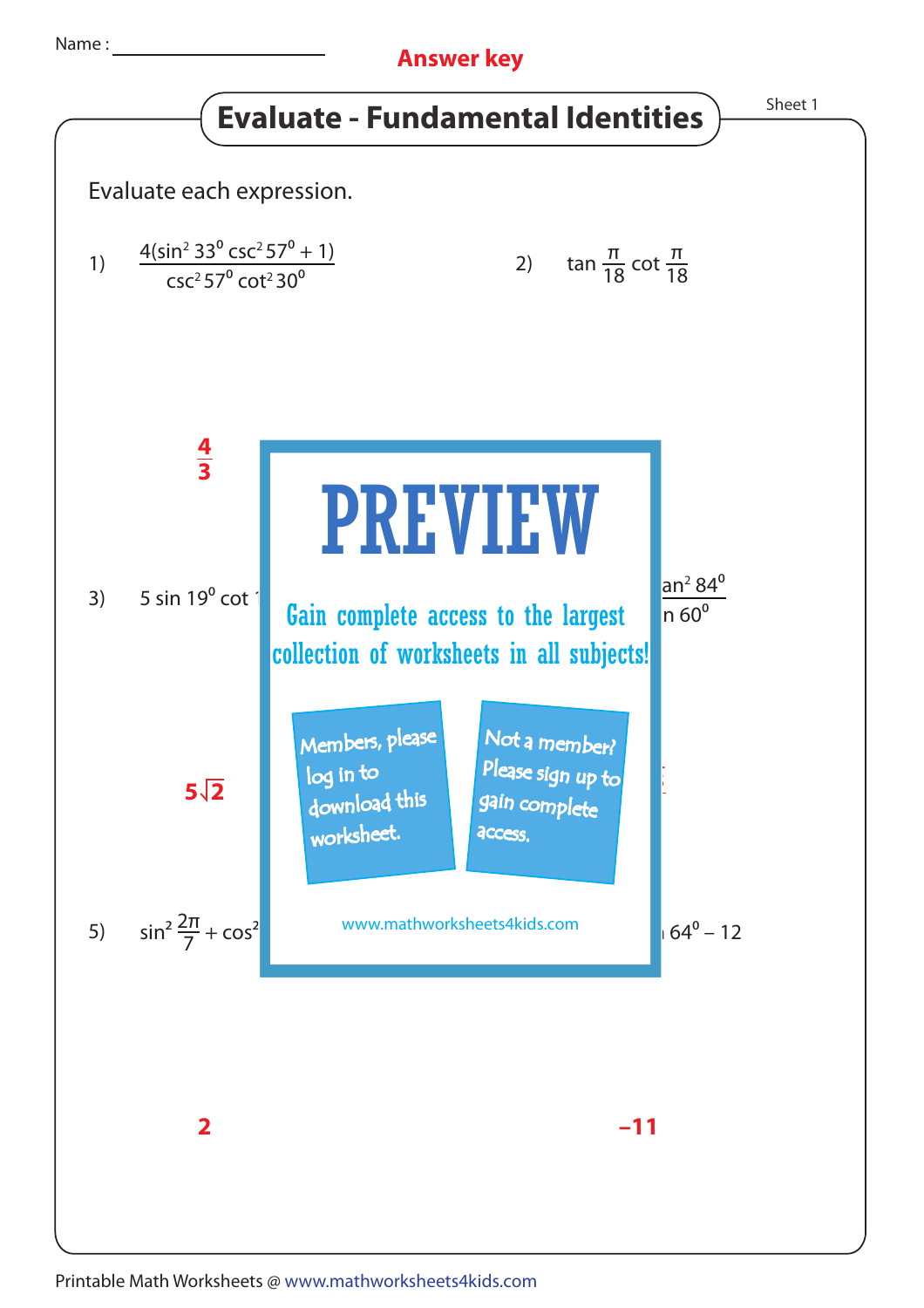Name :

**Answer key**

# Evaluate - Fundamental Identities

Sheet 1

Evaluate each expression.

1) $\dfrac{4(\sin^2 33^0 \csc^2 57^0 + 1)}{\csc^2 57^0 \cot^2 30^0}$

2) $\tan \dfrac{\pi}{18} \cot \dfrac{\pi}{18}$

**$\dfrac{4}{3}$**

# PREVIEW

Gain complete access to the largest collection of worksheets in all subjects!

Members, please log in to download this worksheet.

Not a member? Please sign up to gain complete access.

www.mathworksheets4kids.com

3) $5 \sin 19^0 \cot$

an$^2$ 84$^0$

n 60$^0$

**$5\sqrt{2}$**

5) $\sin^2 \dfrac{2\pi}{7} + \cos^2$

64$^0$ – 12

**2**

**–11**

Printable Math Worksheets @ www.mathworksheets4kids.com